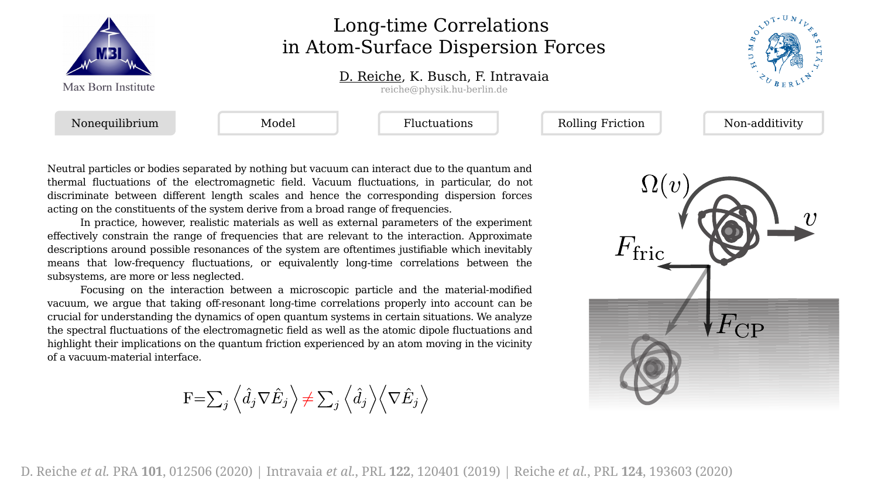Max Born Institute

# Long-time Correlations in Atom-Surface Dispersion Forces

D. Reiche, K. Busch, F. Intravaia

reiche@physik.hu-berlin.de

Nonequilibrium | Model | Fluctuations | Rolling Friction | Non-additivity

Neutral particles or bodies separated by nothing but vacuum can interact due to the quantum and thermal fluctuations of the electromagnetic field. Vacuum fluctuations, in particular, do not discriminate between different length scales and hence the corresponding dispersion forces acting on the constituents of the system derive from a broad range of frequencies.

In practice, however, realistic materials as well as external parameters of the experiment effectively constrain the range of frequencies that are relevant to the interaction. Approximate descriptions around possible resonances of the system are oftentimes justifiable which inevitably means that low-frequency fluctuations, or equivalently long-time correlations between the subsystems, are more or less neglected.

Focusing on the interaction between a microscopic particle and the material-modified vacuum, we argue that taking off-resonant long-time correlations properly into account can be crucial for understanding the dynamics of open quantum systems in certain situations. We analyze the spectral fluctuations of the electromagnetic field as well as the atomic dipole fluctuations and highlight their implications on the quantum friction experienced by an atom moving in the vicinity of a vacuum-material interface.

$$\mathrm{F}=\sum_j \left\langle \hat{d}_j \nabla \hat{E}_j \right\rangle \neq \sum_j \left\langle \hat{d}_j \right\rangle \left\langle \nabla \hat{E}_j \right\rangle$$

$\Omega(v)$, $v$, $F_{\mathrm{fric}}$, $F_{\mathrm{CP}}$

D. Reiche *et al.* PRA **101**, 012506 (2020) | Intravaia *et al.*, PRL **122**, 120401 (2019) | Reiche *et al.*, PRL **124**, 193603 (2020)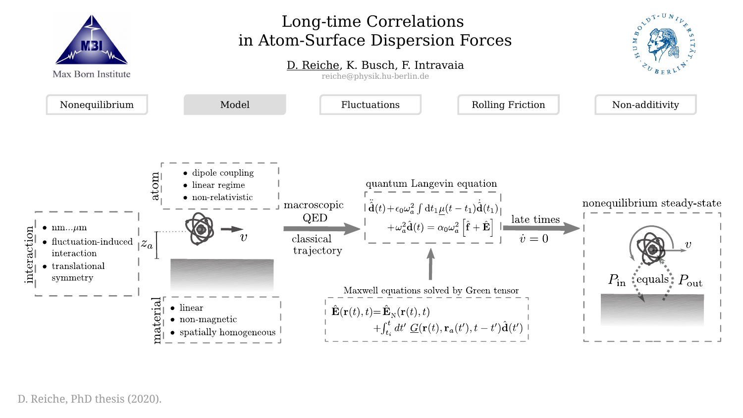# Long-time Correlations in Atom-Surface Dispersion Forces

D. Reiche, K. Busch, F. Intravaia

reiche@physik.hu-berlin.de

Max Born Institute

Nonequilibrium | Model | Fluctuations | Rolling Friction | Non-additivity

**interaction**

- nm...$\mu$m
- fluctuation-induced interaction
- translational symmetry

**atom**

- dipole coupling
- linear regime
- non-relativistic

$z_a$ $v$

**material**

- linear
- non-magnetic
- spatially homogeneous

macroscopic QED

classical trajectory

**quantum Langevin equation**

$$\ddot{\hat{\mathbf{d}}}(t)+\epsilon_0\omega_a^2\int \mathrm{d}t_1\underline{\mu}(t-t_1)\dot{\hat{\mathbf{d}}}(t_1) +\omega_a^2\hat{\mathbf{d}}(t) = \alpha_0\omega_a^2\left[\hat{\mathbf{f}}+\hat{\mathbf{E}}\right]$$

**Maxwell equations solved by Green tensor**

$$\hat{\mathbf{E}}(\mathbf{r}(t),t)=\hat{\mathbf{E}}_{\mathrm{N}}(\mathbf{r}(t),t) +\int_{t_i}^{t}dt'\ \underline{G}(\mathbf{r}(t),\mathbf{r}_a(t'),t-t')\hat{\mathbf{d}}(t')$$

late times

$\dot{v}=0$

**nonequilibrium steady-state**

$v$

$P_{\mathrm{in}}$ equals $P_{\mathrm{out}}$

D. Reiche, PhD thesis (2020).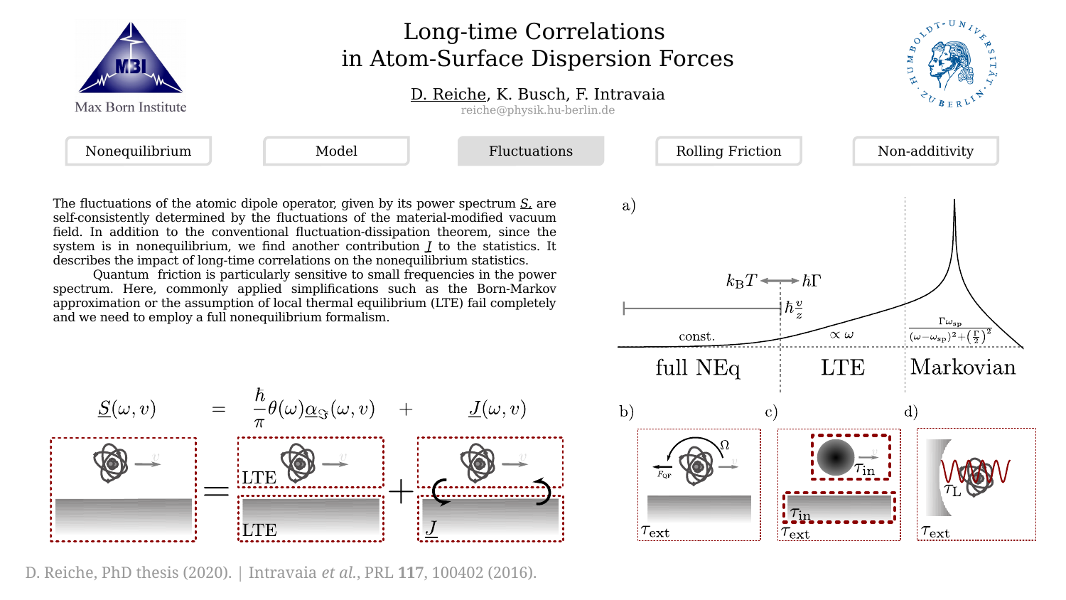# Long-time Correlations in Atom-Surface Dispersion Forces

D. Reiche, K. Busch, F. Intravaia

reiche@physik.hu-berlin.de

Nonequilibrium | Model | Fluctuations | Rolling Friction | Non-additivity

The fluctuations of the atomic dipole operator, given by its power spectrum $\underline{S}$, are self-consistently determined by the fluctuations of the material-modified vacuum field. In addition to the conventional fluctuation-dissipation theorem, since the system is in nonequilibrium, we find another contribution $\underline{J}$ to the statistics. It describes the impact of long-time correlations on the nonequilibrium statistics.

Quantum friction is particularly sensitive to small frequencies in the power spectrum. Here, commonly applied simplifications such as the Born-Markov approximation or the assumption of local thermal equilibrium (LTE) fail completely and we need to employ a full nonequilibrium formalism.

$$\underline{S}(\omega, v) = \frac{\hbar}{\pi}\theta(\omega)\underline{\alpha}_{\Im}(\omega, v) + \underline{J}(\omega, v)$$

D. Reiche, PhD thesis (2020). | Intravaia *et al.*, PRL **117**, 100402 (2016).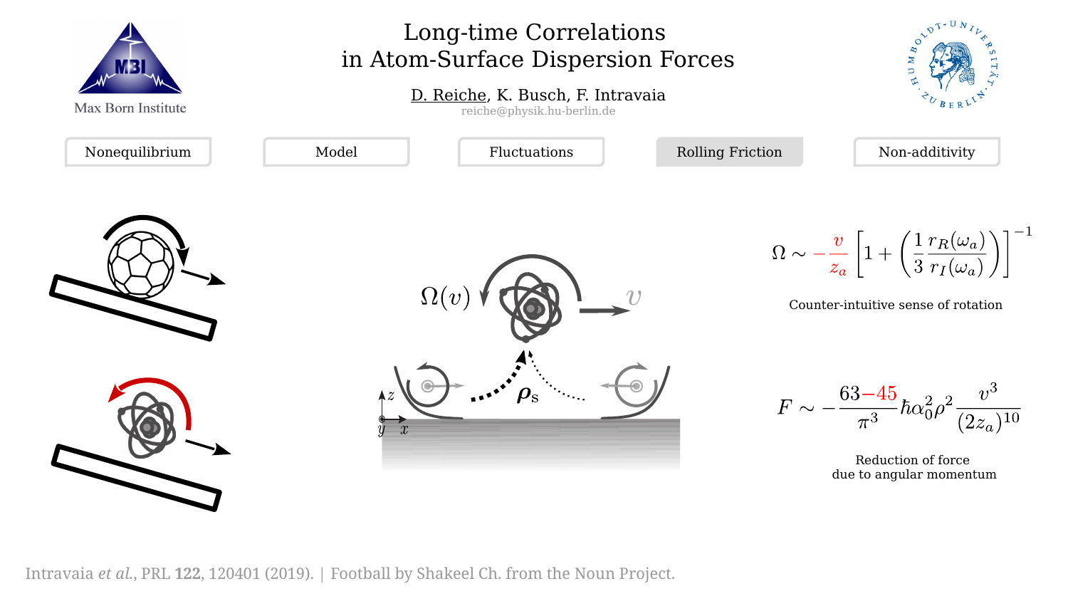# Long-time Correlations in Atom-Surface Dispersion Forces

D. Reiche, K. Busch, F. Intravaia
reiche@physik.hu-berlin.de

Max Born Institute

Nonequilibrium | Model | Fluctuations | Rolling Friction | Non-additivity

$$\Omega \sim -\frac{v}{z_a}\left[1 + \left(\frac{1}{3}\frac{r_R(\omega_a)}{r_I(\omega_a)}\right)\right]^{-1}$$

Counter-intuitive sense of rotation

$$F \sim -\frac{63-45}{\pi^3}\hbar\alpha_0^2\rho^2\frac{v^3}{(2z_a)^{10}}$$

Reduction of force
due to angular momentum

Intravaia *et al.*, PRL **122**, 120401 (2019). | Football by Shakeel Ch. from the Noun Project.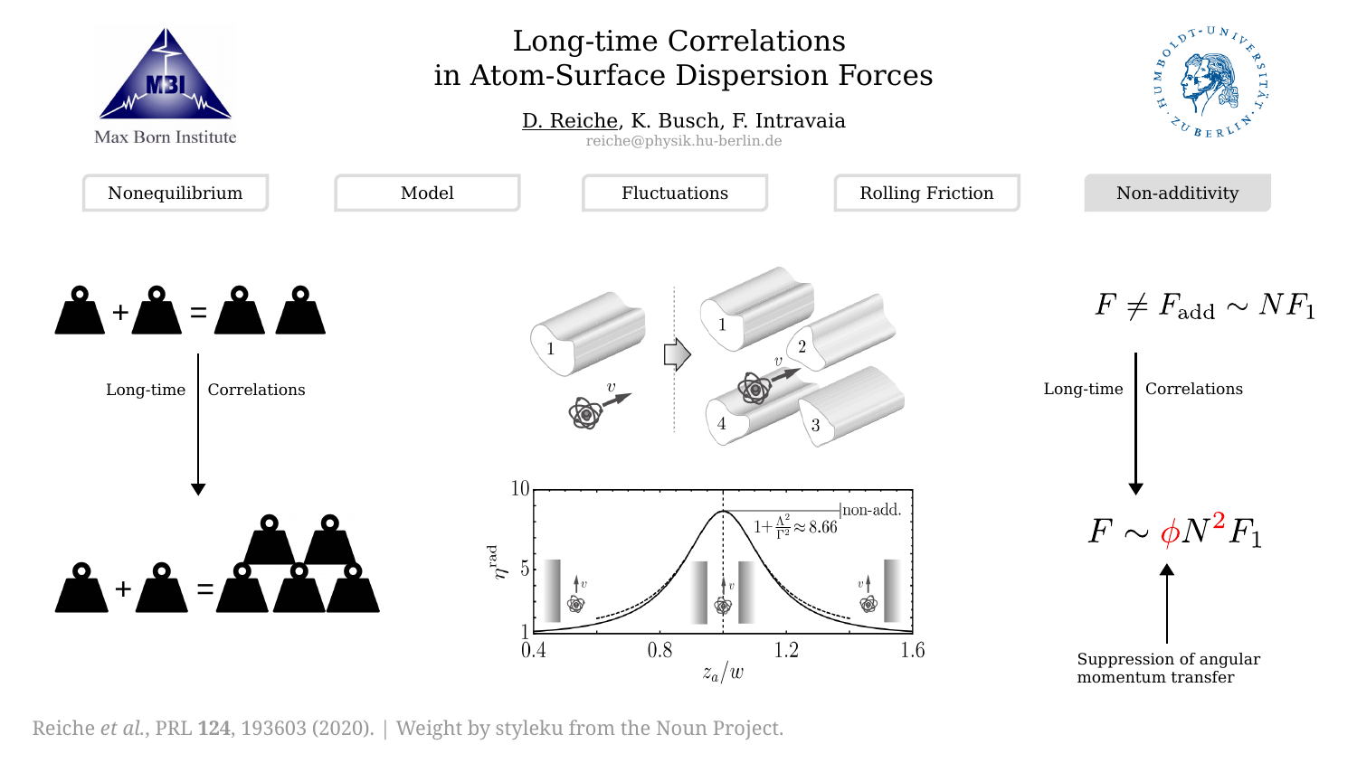# Long-time Correlations in Atom-Surface Dispersion Forces

D. Reiche, K. Busch, F. Intravaia

reiche@physik.hu-berlin.de

Max Born Institute

Nonequilibrium | Model | Fluctuations | Rolling Friction | Non-additivity

Long-time Correlations

1
$v$

1
2
3
4
$v$

10
5
1
0.4
0.8
1.2
1.6
$\eta^{\mathrm{rad}}$
$z_a/w$
non-add.
$1+\frac{\Lambda^2}{\Gamma^2}\approx 8.66$
$v$

$$F \neq F_{\mathrm{add}} \sim N F_1$$

Long-time Correlations

$$F \sim \phi N^2 F_1$$

Suppression of angular momentum transfer

Reiche *et al.*, PRL **124**, 193603 (2020). | Weight by styleku from the Noun Project.